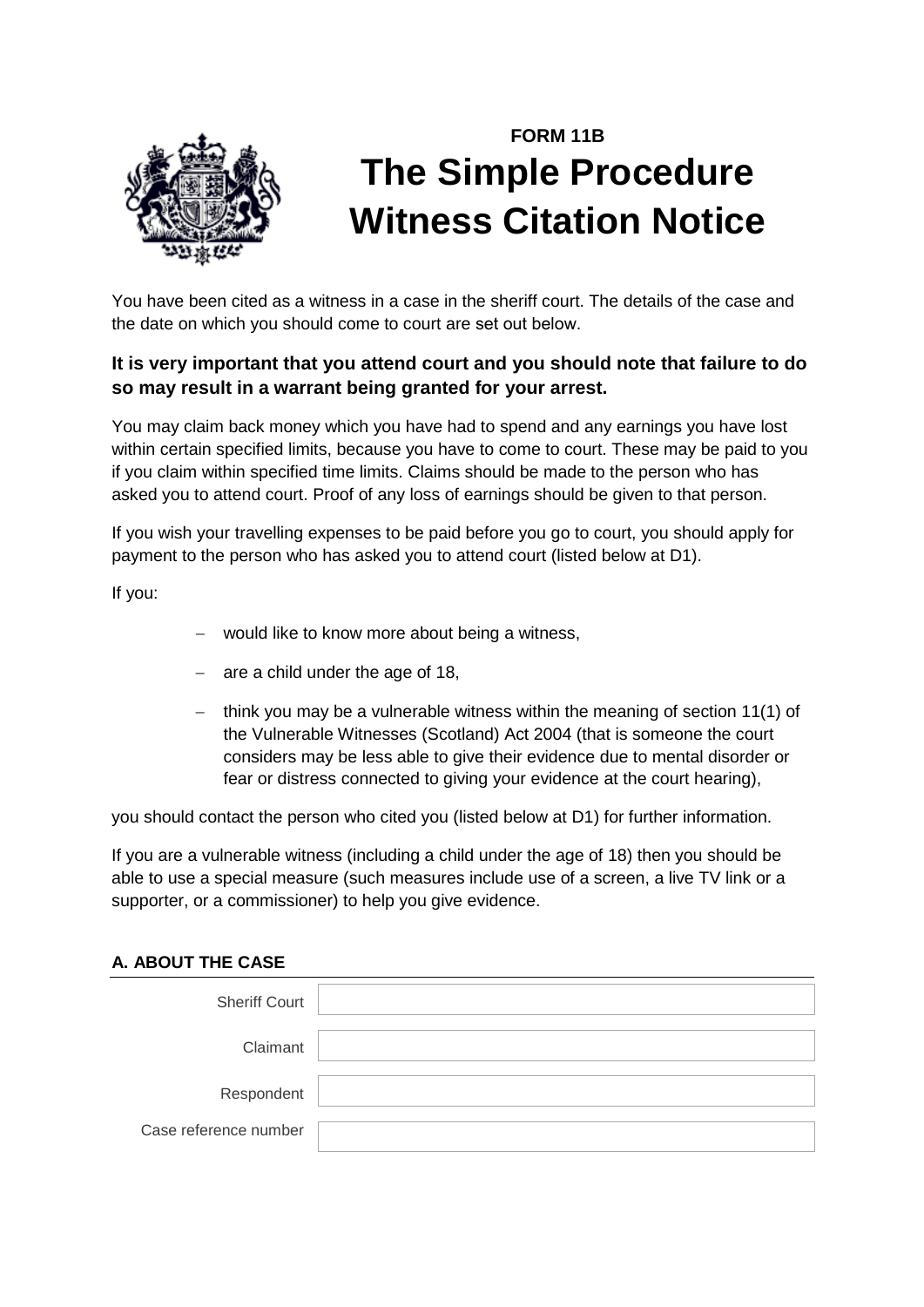**FORM 11B**

# The Simple Procedure Witness Citation Notice

You have been cited as a witness in a case in the sheriff court. The details of the case and the date on which you should come to court are set out below.

**It is very important that you attend court and you should note that failure to do so may result in a warrant being granted for your arrest.**

You may claim back money which you have had to spend and any earnings you have lost within certain specified limits, because you have to come to court. These may be paid to you if you claim within specified time limits. Claims should be made to the person who has asked you to attend court. Proof of any loss of earnings should be given to that person.

If you wish your travelling expenses to be paid before you go to court, you should apply for payment to the person who has asked you to attend court (listed below at D1).

If you:

- would like to know more about being a witness,
- are a child under the age of 18,
- think you may be a vulnerable witness within the meaning of section 11(1) of the Vulnerable Witnesses (Scotland) Act 2004 (that is someone the court considers may be less able to give their evidence due to mental disorder or fear or distress connected to giving your evidence at the court hearing),

you should contact the person who cited you (listed below at D1) for further information.

If you are a vulnerable witness (including a child under the age of 18) then you should be able to use a special measure (such measures include use of a screen, a live TV link or a supporter, or a commissioner) to help you give evidence.

## A. ABOUT THE CASE

| | |
|---|---|
| Sheriff Court | |
| Claimant | |
| Respondent | |
| Case reference number | |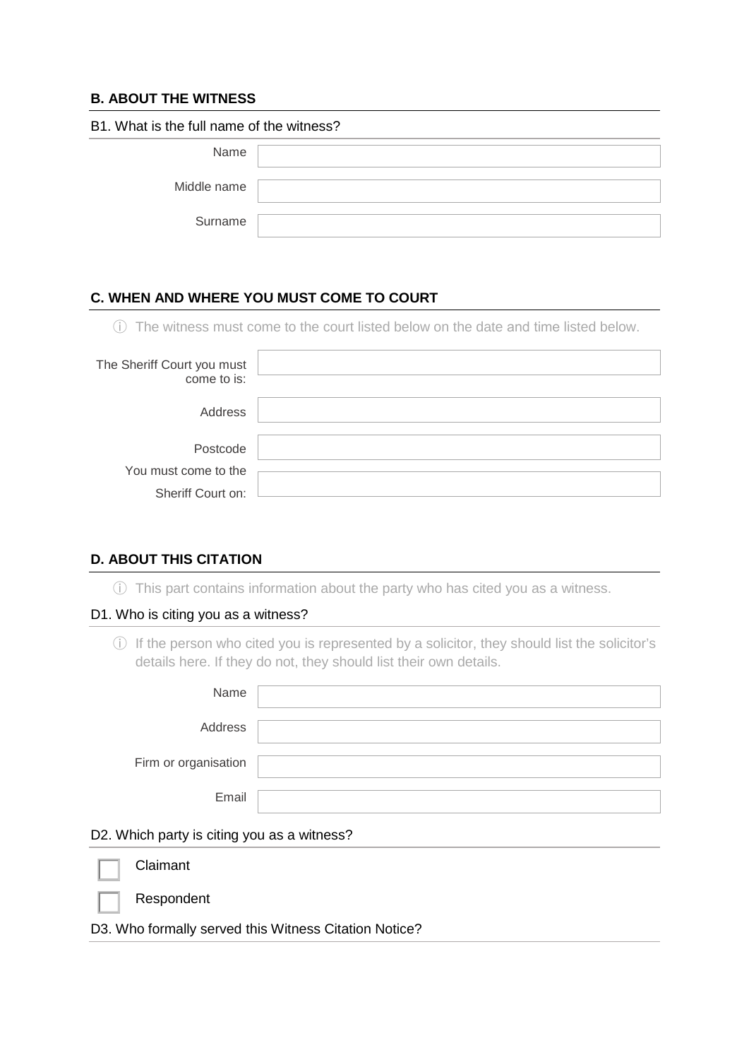### B. ABOUT THE WITNESS

B1. What is the full name of the witness?

| | |
|---|---|
| Name | |
| Middle name | |
| Surname | |

### C. WHEN AND WHERE YOU MUST COME TO COURT

ⓘ The witness must come to the court listed below on the date and time listed below.

| | |
|---|---|
| The Sheriff Court you must come to is: | |
| Address | |
| Postcode | |
| You must come to the Sheriff Court on: | |

### D. ABOUT THIS CITATION

ⓘ This part contains information about the party who has cited you as a witness.

D1. Who is citing you as a witness?

ⓘ If the person who cited you is represented by a solicitor, they should list the solicitor's details here. If they do not, they should list their own details.

| | |
|---|---|
| Name | |
| Address | |
| Firm or organisation | |
| Email | |

D2. Which party is citing you as a witness?

- ☐ Claimant
- ☐ Respondent

D3. Who formally served this Witness Citation Notice?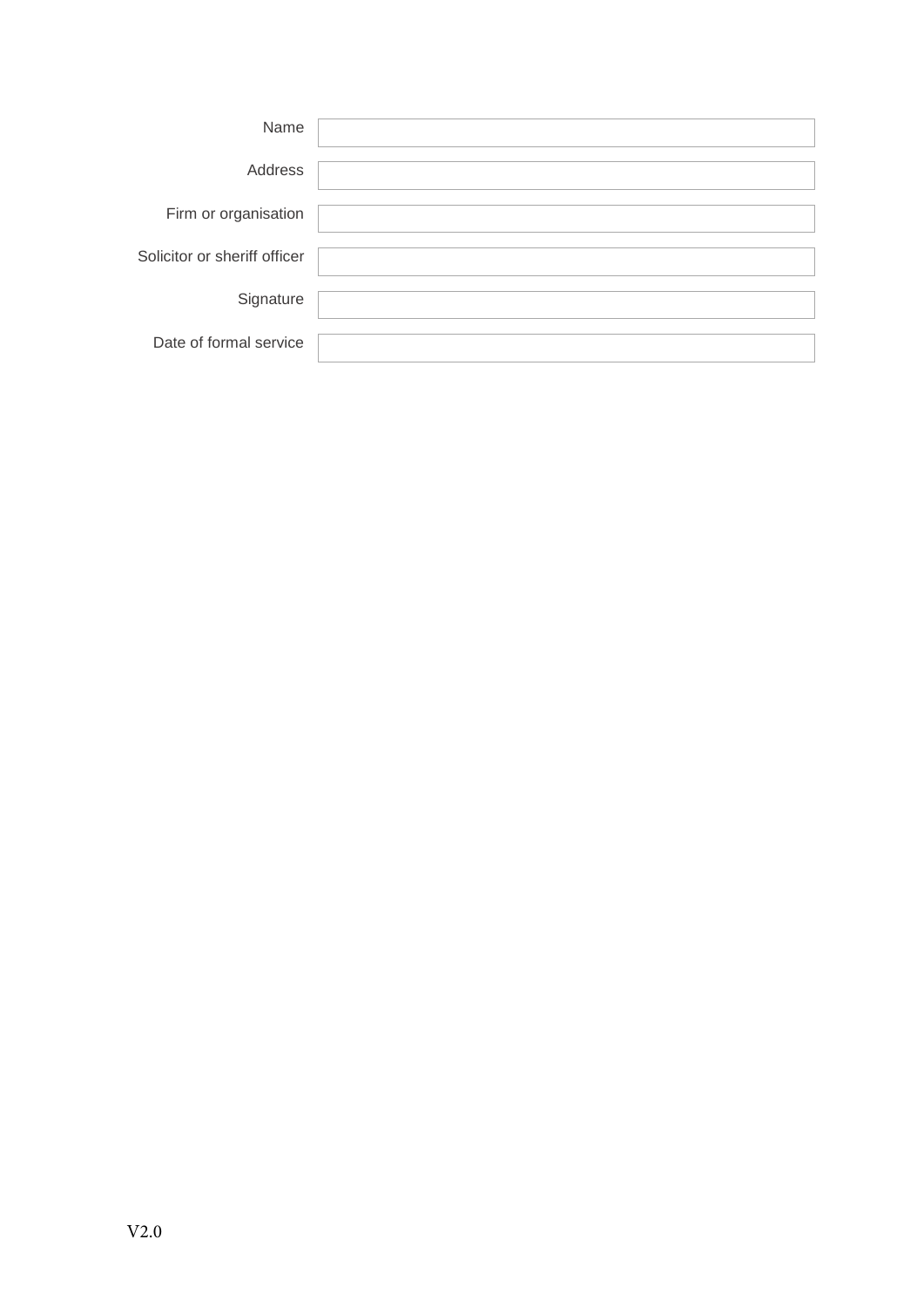| | |
|---|---|
| Name | |
| Address | |
| Firm or organisation | |
| Solicitor or sheriff officer | |
| Signature | |
| Date of formal service | |

V2.0